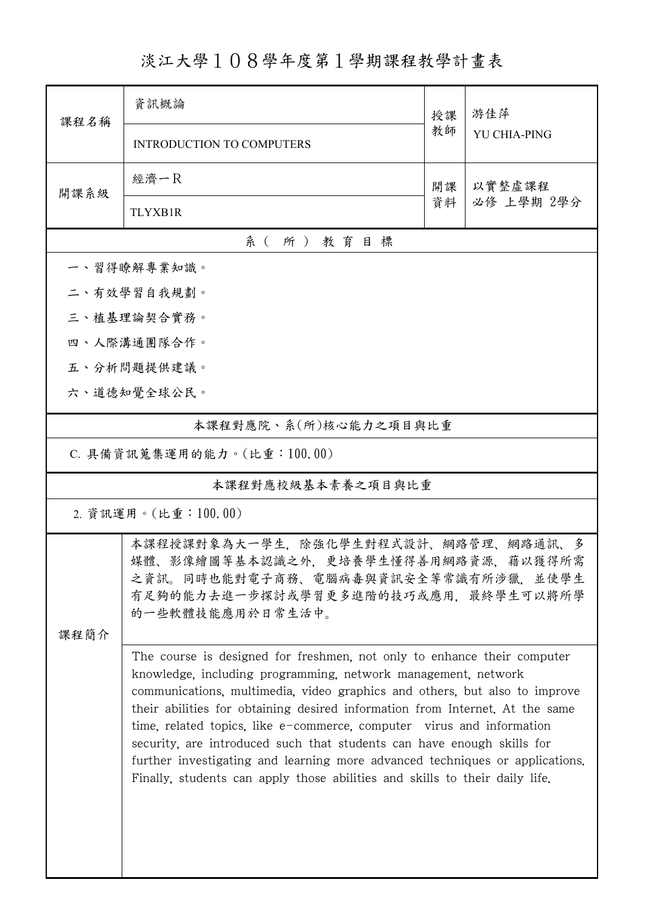# 淡江大學１０８學年度第１學期課程教學計畫表

| 課程名稱 | 資訊概論<br>INTRODUCTION TO COMPUTERS | 授課教師 | 游佳萍<br>YU CHIA-PING |
|---|---|---|---|
| 開課系級 | 經濟一R<br>TLYXB1R | 開課資料 | 以實整虛課程<br>必修 上學期 2學分 |

## 系（所）教育目標

一、習得瞭解專業知識。

二、有效學習自我規劃。

三、植基理論契合實務。

四、人際溝通團隊合作。

五、分析問題提供建議。

六、道德知覺全球公民。

## 本課程對應院、系(所)核心能力之項目與比重

C. 具備資訊蒐集運用的能力。(比重：100.00)

## 本課程對應校級基本素養之項目與比重

2. 資訊運用。(比重：100.00)

## 課程簡介

本課程授課對象為大一學生，除強化學生對程式設計、網路管理、網路通訊、多媒體、影像繪圖等基本認識之外，更培養學生懂得善用網路資源，藉以獲得所需之資訊。同時也能對電子商務、電腦病毒與資訊安全等常識有所涉獵，並使學生有足夠的能力去進一步探討或學習更多進階的技巧或應用，最終學生可以將所學的一些軟體技能應用於日常生活中。

The course is designed for freshmen, not only to enhance their computer knowledge, including programming, network management, network communications, multimedia, video graphics and others, but also to improve their abilities for obtaining desired information from Internet. At the same time, related topics, like e-commerce, computer virus and information security, are introduced such that students can have enough skills for further investigating and learning more advanced techniques or applications. Finally, students can apply those abilities and skills to their daily life.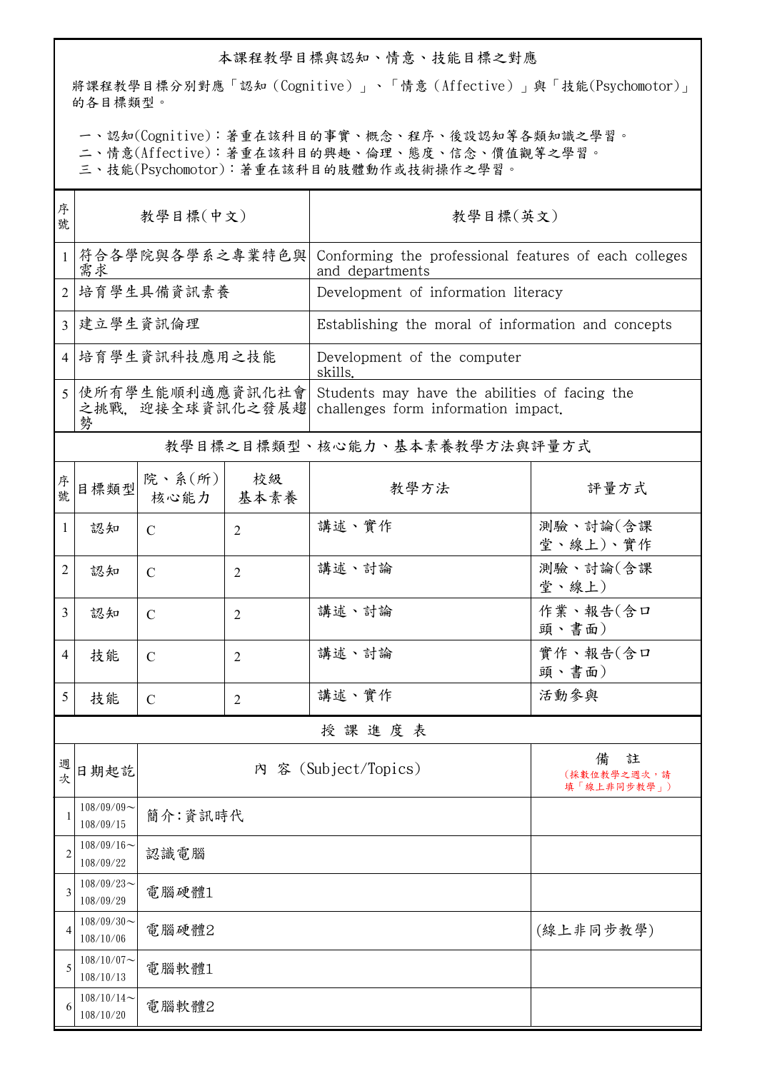## 本課程教學目標與認知、情意、技能目標之對應

將課程教學目標分別對應「認知（Cognitive）」、「情意（Affective）」與「技能(Psychomotor)」的各目標類型。

一、認知(Cognitive)：著重在該科目的事實、概念、程序、後設認知等各類知識之學習。
二、情意(Affective)：著重在該科目的興趣、倫理、態度、信念、價值觀等之學習。
三、技能(Psychomotor)：著重在該科目的肢體動作或技術操作之學習。

| 序號 | 教學目標(中文) | 教學目標(英文) |
|---|---|---|
| 1 | 符合各學院與各學系之專業特色與需求 | Conforming the professional features of each colleges and departments |
| 2 | 培育學生具備資訊素養 | Development of information literacy |
| 3 | 建立學生資訊倫理 | Establishing the moral of information and concepts |
| 4 | 培育學生資訊科技應用之技能 | Development of the computer skills. |
| 5 | 使所有學生能順利適應資訊化社會之挑戰, 迎接全球資訊化之發展趨勢 | Students may have the abilities of facing the challenges form information impact. |

## 教學目標之目標類型、核心能力、基本素養教學方法與評量方式

| 序號 | 目標類型 | 院、系(所)核心能力 | 校級基本素養 | 教學方法 | 評量方式 |
|---|---|---|---|---|---|
| 1 | 認知 | C | 2 | 講述、實作 | 測驗、討論(含課堂、線上)、實作 |
| 2 | 認知 | C | 2 | 講述、討論 | 測驗、討論(含課堂、線上) |
| 3 | 認知 | C | 2 | 講述、討論 | 作業、報告(含口頭、書面) |
| 4 | 技能 | C | 2 | 講述、討論 | 實作、報告(含口頭、書面) |
| 5 | 技能 | C | 2 | 講述、實作 | 活動參與 |

## 授 課 進 度 表

| 週次 | 日期起訖 | 內 容 (Subject/Topics) | 備 註 (採數位教學之週次，請填「線上非同步教學」) |
|---|---|---|---|
| 1 | 108/09/09～108/09/15 | 簡介:資訊時代 | |
| 2 | 108/09/16～108/09/22 | 認識電腦 | |
| 3 | 108/09/23～108/09/29 | 電腦硬體1 | |
| 4 | 108/09/30～108/10/06 | 電腦硬體2 | (線上非同步教學) |
| 5 | 108/10/07～108/10/13 | 電腦軟體1 | |
| 6 | 108/10/14～108/10/20 | 電腦軟體2 | |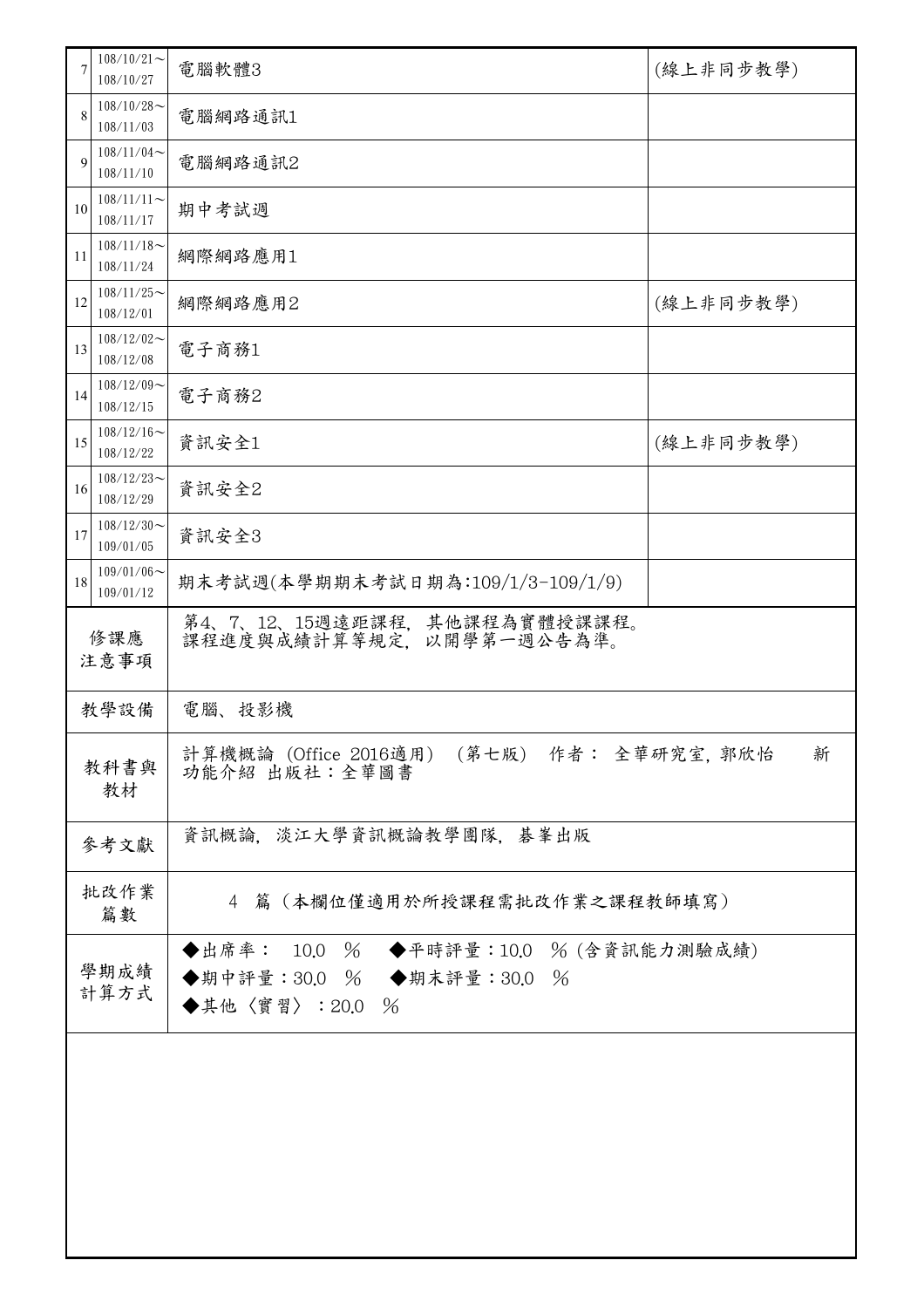| | | | |
|---|---|---|---|
| 7 | 108/10/21～<br>108/10/27 | 電腦軟體3 | (線上非同步教學) |
| 8 | 108/10/28～<br>108/11/03 | 電腦網路通訊1 | |
| 9 | 108/11/04～<br>108/11/10 | 電腦網路通訊2 | |
| 10 | 108/11/11～<br>108/11/17 | 期中考試週 | |
| 11 | 108/11/18～<br>108/11/24 | 網際網路應用1 | |
| 12 | 108/11/25～<br>108/12/01 | 網際網路應用2 | (線上非同步教學) |
| 13 | 108/12/02～<br>108/12/08 | 電子商務1 | |
| 14 | 108/12/09～<br>108/12/15 | 電子商務2 | |
| 15 | 108/12/16～<br>108/12/22 | 資訊安全1 | (線上非同步教學) |
| 16 | 108/12/23～<br>108/12/29 | 資訊安全2 | |
| 17 | 108/12/30～<br>109/01/05 | 資訊安全3 | |
| 18 | 109/01/06～<br>109/01/12 | 期末考試週(本學期期末考試日期為:109/1/3-109/1/9) | |

| | |
|---|---|
| 修課應注意事項 | 第4、7、12、15週遠距課程，其他課程為實體授課課程。<br>課程進度與成績計算等規定，以開學第一週公告為準。 |
| 教學設備 | 電腦、投影機 |
| 教科書與教材 | 計算機概論（Office 2016適用）（第七版） 作者： 全華研究室, 郭欣怡 新功能介紹 出版社：全華圖書 |
| 參考文獻 | 資訊概論，淡江大學資訊概論教學團隊，碁峯出版 |
| 批改作業篇數 | 4 篇（本欄位僅適用於所授課程需批改作業之課程教師填寫） |
| 學期成績計算方式 | ◆出席率： 10.0 ％ ◆平時評量：10.0 ％(含資訊能力測驗成績)<br>◆期中評量：30.0 ％ ◆期末評量：30.0 ％<br>◆其他〈實習〉：20.0 ％ |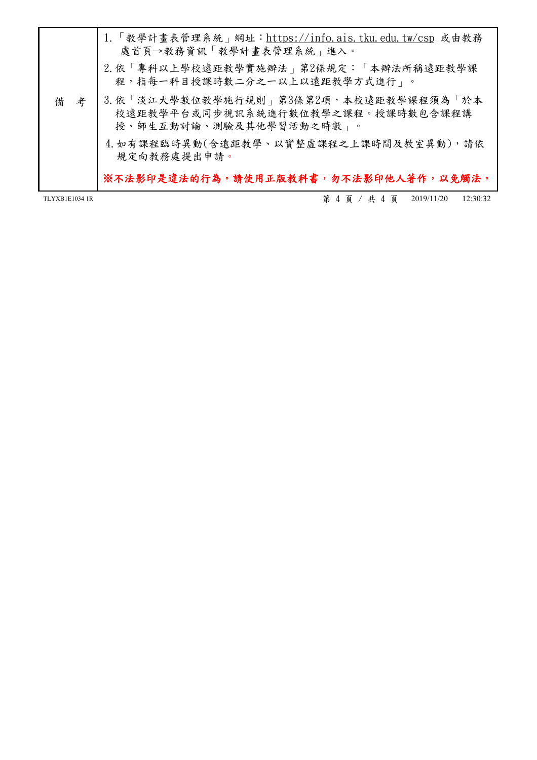| | |
|---|---|
| 備　考 | 1.「教學計畫表管理系統」網址：https://info.ais.tku.edu.tw/csp 或由教務處首頁→教務資訊「教學計畫表管理系統」進入。<br>2.依「專科以上學校遠距教學實施辦法」第2條規定：「本辦法所稱遠距教學課程，指每一科目授課時數二分之一以上以遠距教學方式進行」。<br>3.依「淡江大學數位教學施行規則」第3條第2項，本校遠距教學課程須為「於本校遠距教學平台或同步視訊系統進行數位教學之課程。授課時數包含課程講授、師生互動討論、測驗及其他學習活動之時數」。<br>4.如有課程臨時異動(含遠距教學、以實整虛課程之上課時間及教室異動)，請依規定向教務處提出申請。<br>**※不法影印是違法的行為。請使用正版教科書，勿不法影印他人著作，以免觸法。** |

TLYXB1E1034 1R　　2019/11/20　12:30:32